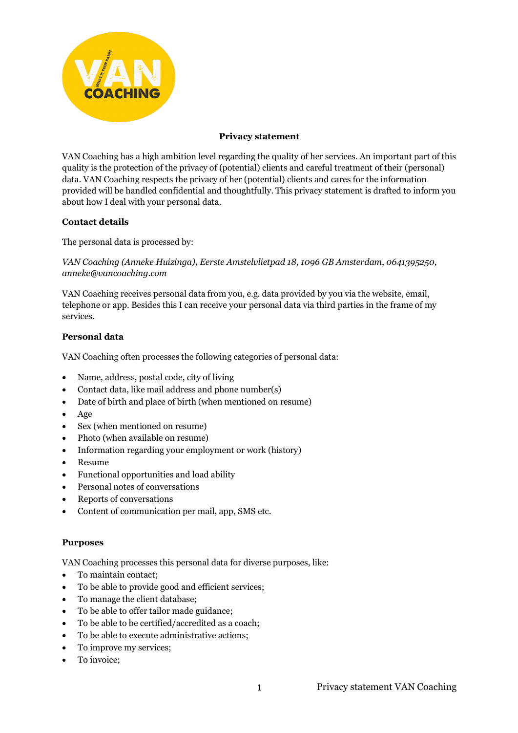**Privacy statement**

VAN Coaching has a high ambition level regarding the quality of her services. An important part of this quality is the protection of the privacy of (potential) clients and careful treatment of their (personal) data. VAN Coaching respects the privacy of her (potential) clients and cares for the information provided will be handled confidential and thoughtfully. This privacy statement is drafted to inform you about how I deal with your personal data.

**Contact details**

The personal data is processed by:

*VAN Coaching (Anneke Huizinga), Eerste Amstelvlietpad 18, 1096 GB Amsterdam, 0641395250, anneke@vancoaching.com*

VAN Coaching receives personal data from you, e.g. data provided by you via the website, email, telephone or app. Besides this I can receive your personal data via third parties in the frame of my services.

**Personal data**

VAN Coaching often processes the following categories of personal data:

- Name, address, postal code, city of living
- Contact data, like mail address and phone number(s)
- Date of birth and place of birth (when mentioned on resume)
- Age
- Sex (when mentioned on resume)
- Photo (when available on resume)
- Information regarding your employment or work (history)
- Resume
- Functional opportunities and load ability
- Personal notes of conversations
- Reports of conversations
- Content of communication per mail, app, SMS etc.

**Purposes**

VAN Coaching processes this personal data for diverse purposes, like:

- To maintain contact;
- To be able to provide good and efficient services;
- To manage the client database;
- To be able to offer tailor made guidance;
- To be able to be certified/accredited as a coach;
- To be able to execute administrative actions;
- To improve my services;
- To invoice;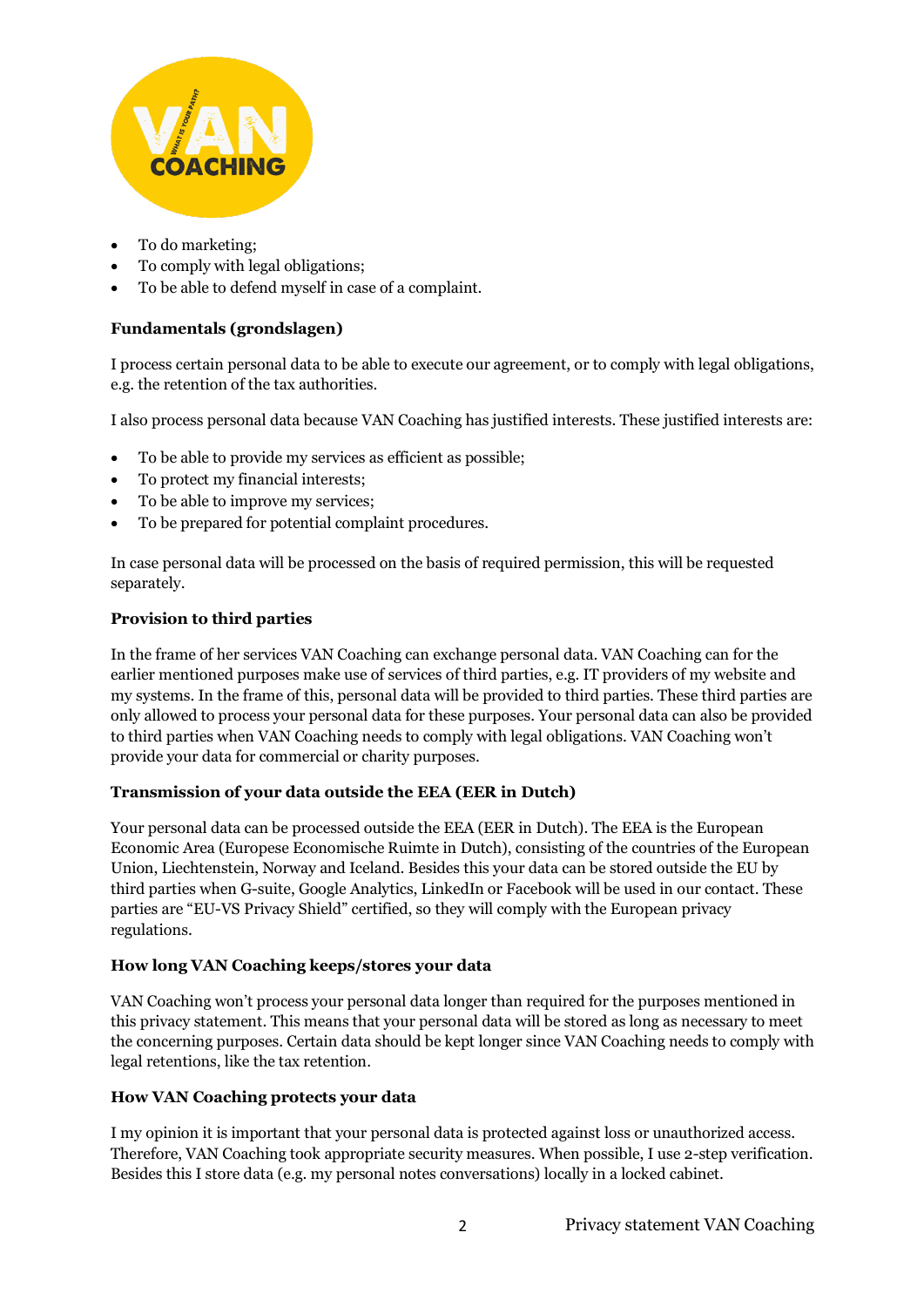- To do marketing;
- To comply with legal obligations;
- To be able to defend myself in case of a complaint.

**Fundamentals (grondslagen)**

I process certain personal data to be able to execute our agreement, or to comply with legal obligations, e.g. the retention of the tax authorities.

I also process personal data because VAN Coaching has justified interests. These justified interests are:

- To be able to provide my services as efficient as possible;
- To protect my financial interests;
- To be able to improve my services;
- To be prepared for potential complaint procedures.

In case personal data will be processed on the basis of required permission, this will be requested separately.

**Provision to third parties**

In the frame of her services VAN Coaching can exchange personal data. VAN Coaching can for the earlier mentioned purposes make use of services of third parties, e.g. IT providers of my website and my systems. In the frame of this, personal data will be provided to third parties. These third parties are only allowed to process your personal data for these purposes. Your personal data can also be provided to third parties when VAN Coaching needs to comply with legal obligations. VAN Coaching won't provide your data for commercial or charity purposes.

**Transmission of your data outside the EEA (EER in Dutch)**

Your personal data can be processed outside the EEA (EER in Dutch). The EEA is the European Economic Area (Europese Economische Ruimte in Dutch), consisting of the countries of the European Union, Liechtenstein, Norway and Iceland. Besides this your data can be stored outside the EU by third parties when G-suite, Google Analytics, LinkedIn or Facebook will be used in our contact. These parties are "EU-VS Privacy Shield" certified, so they will comply with the European privacy regulations.

**How long VAN Coaching keeps/stores your data**

VAN Coaching won't process your personal data longer than required for the purposes mentioned in this privacy statement. This means that your personal data will be stored as long as necessary to meet the concerning purposes. Certain data should be kept longer since VAN Coaching needs to comply with legal retentions, like the tax retention.

**How VAN Coaching protects your data**

I my opinion it is important that your personal data is protected against loss or unauthorized access. Therefore, VAN Coaching took appropriate security measures. When possible, I use 2-step verification. Besides this I store data (e.g. my personal notes conversations) locally in a locked cabinet.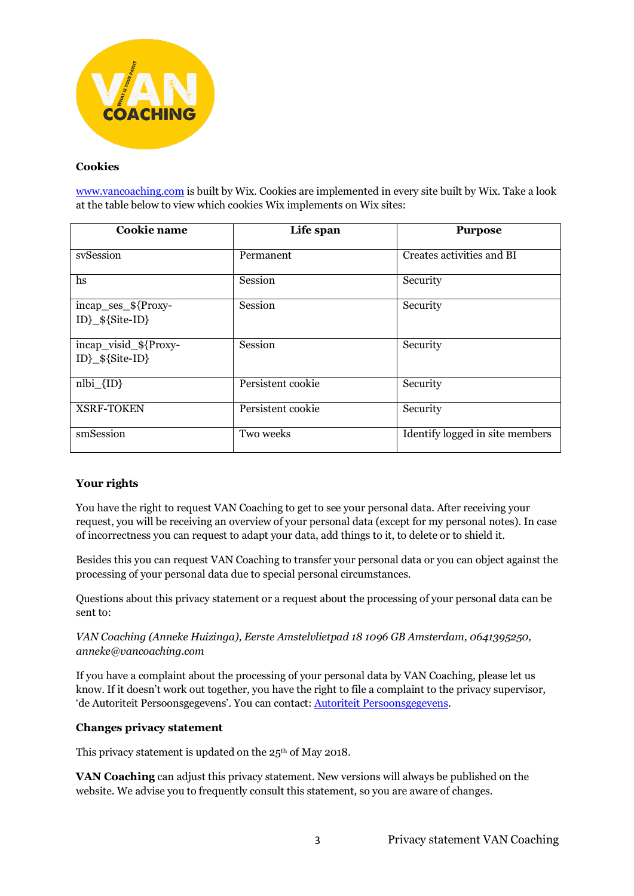**Cookies**

www.vancoaching.com is built by Wix. Cookies are implemented in every site built by Wix. Take a look at the table below to view which cookies Wix implements on Wix sites:

| Cookie name | Life span | Purpose |
| --- | --- | --- |
| svSession | Permanent | Creates activities and BI |
| hs | Session | Security |
| incap_ses_${Proxy-ID}_${Site-ID} | Session | Security |
| incap_visid_${Proxy-ID}_${Site-ID} | Session | Security |
| nlbi_{ID} | Persistent cookie | Security |
| XSRF-TOKEN | Persistent cookie | Security |
| smSession | Two weeks | Identify logged in site members |

**Your rights**

You have the right to request VAN Coaching to get to see your personal data. After receiving your request, you will be receiving an overview of your personal data (except for my personal notes). In case of incorrectness you can request to adapt your data, add things to it, to delete or to shield it.

Besides this you can request VAN Coaching to transfer your personal data or you can object against the processing of your personal data due to special personal circumstances.

Questions about this privacy statement or a request about the processing of your personal data can be sent to:

*VAN Coaching (Anneke Huizinga), Eerste Amstelvlietpad 18 1096 GB Amsterdam, 0641395250, anneke@vancoaching.com*

If you have a complaint about the processing of your personal data by VAN Coaching, please let us know. If it doesn't work out together, you have the right to file a complaint to the privacy supervisor, 'de Autoriteit Persoonsgegevens'. You can contact: Autoriteit Persoonsgegevens.

**Changes privacy statement**

This privacy statement is updated on the 25th of May 2018.

**VAN Coaching** can adjust this privacy statement. New versions will always be published on the website. We advise you to frequently consult this statement, so you are aware of changes.